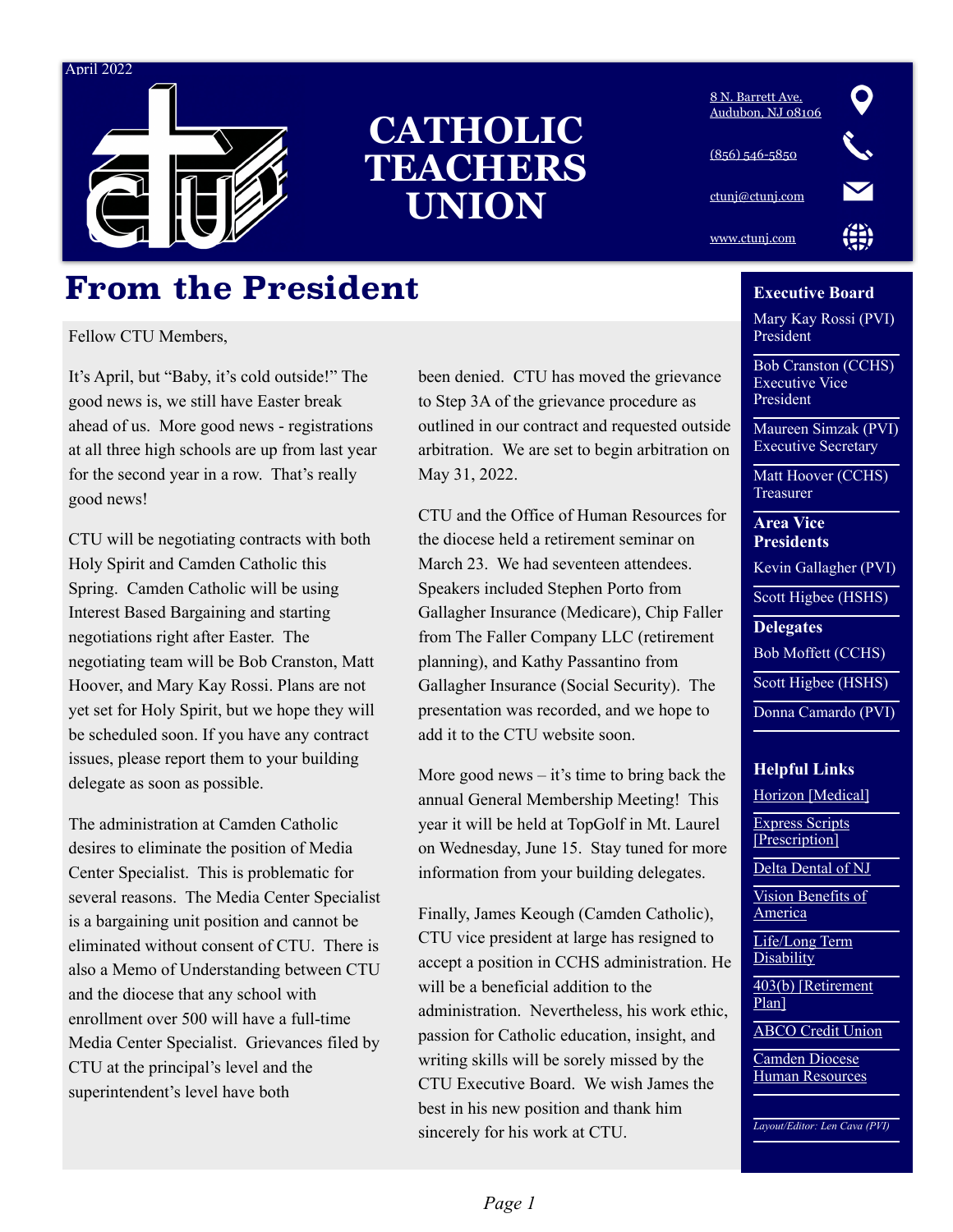April 2022

# CATHOLIC TEACHERS UNION

8 N. Barrett Ave.
Audubon, NJ 08106

(856) 546-5850

ctunj@ctunj.com

www.ctunj.com

## From the President

Fellow CTU Members,

It's April, but "Baby, it's cold outside!" The good news is, we still have Easter break ahead of us. More good news - registrations at all three high schools are up from last year for the second year in a row. That's really good news!

CTU will be negotiating contracts with both Holy Spirit and Camden Catholic this Spring. Camden Catholic will be using Interest Based Bargaining and starting negotiations right after Easter. The negotiating team will be Bob Cranston, Matt Hoover, and Mary Kay Rossi. Plans are not yet set for Holy Spirit, but we hope they will be scheduled soon. If you have any contract issues, please report them to your building delegate as soon as possible.

The administration at Camden Catholic desires to eliminate the position of Media Center Specialist. This is problematic for several reasons. The Media Center Specialist is a bargaining unit position and cannot be eliminated without consent of CTU. There is also a Memo of Understanding between CTU and the diocese that any school with enrollment over 500 will have a full-time Media Center Specialist. Grievances filed by CTU at the principal's level and the superintendent's level have both been denied. CTU has moved the grievance to Step 3A of the grievance procedure as outlined in our contract and requested outside arbitration. We are set to begin arbitration on May 31, 2022.

CTU and the Office of Human Resources for the diocese held a retirement seminar on March 23. We had seventeen attendees. Speakers included Stephen Porto from Gallagher Insurance (Medicare), Chip Faller from The Faller Company LLC (retirement planning), and Kathy Passantino from Gallagher Insurance (Social Security). The presentation was recorded, and we hope to add it to the CTU website soon.

More good news – it's time to bring back the annual General Membership Meeting! This year it will be held at TopGolf in Mt. Laurel on Wednesday, June 15. Stay tuned for more information from your building delegates.

Finally, James Keough (Camden Catholic), CTU vice president at large has resigned to accept a position in CCHS administration. He will be a beneficial addition to the administration. Nevertheless, his work ethic, passion for Catholic education, insight, and writing skills will be sorely missed by the CTU Executive Board. We wish James the best in his new position and thank him sincerely for his work at CTU.

### Executive Board

Mary Kay Rossi (PVI)
President

Bob Cranston (CCHS)
Executive Vice President

Maureen Simzak (PVI)
Executive Secretary

Matt Hoover (CCHS)
Treasurer

### Area Vice Presidents

Kevin Gallagher (PVI)

Scott Higbee (HSHS)

### Delegates

Bob Moffett (CCHS)

Scott Higbee (HSHS)

Donna Camardo (PVI)

### Helpful Links

- Horizon [Medical]
- Express Scripts [Prescription]
- Delta Dental of NJ
- Vision Benefits of America
- Life/Long Term Disability
- 403(b) [Retirement Plan]
- ABCO Credit Union
- Camden Diocese Human Resources

*Layout/Editor: Len Cava (PVI)*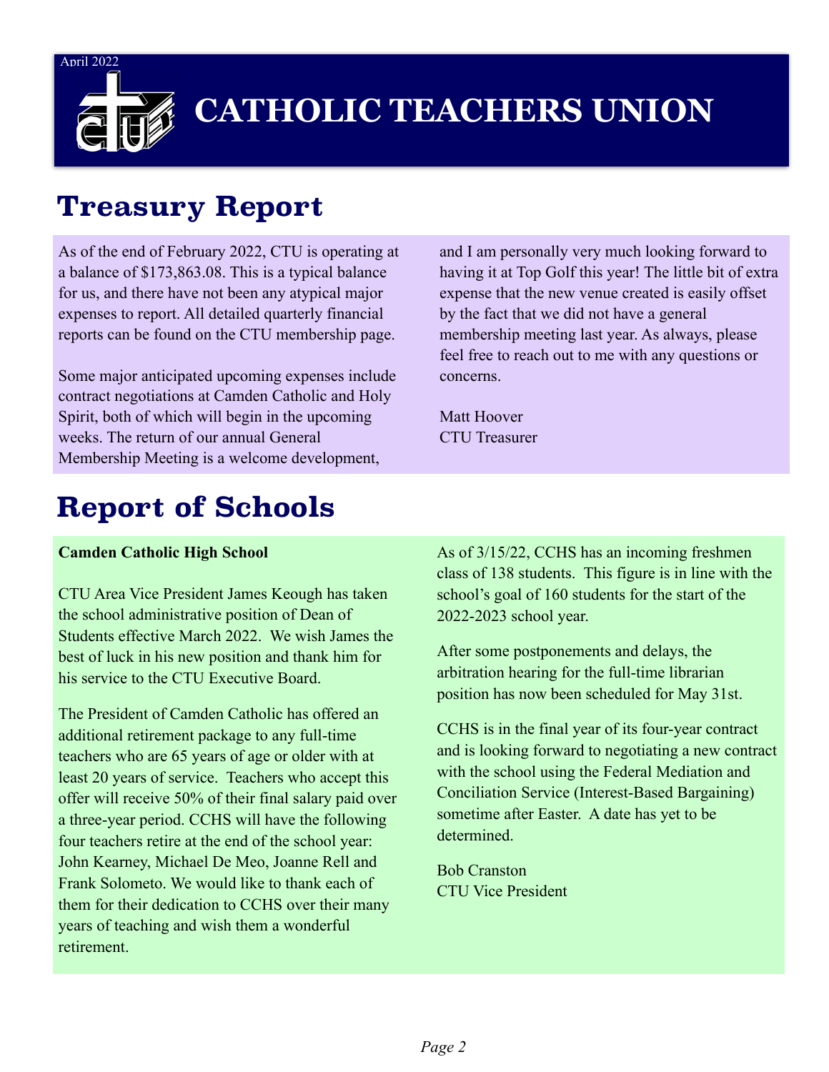April 2022

# CATHOLIC TEACHERS UNION

## Treasury Report

As of the end of February 2022, CTU is operating at a balance of $173,863.08. This is a typical balance for us, and there have not been any atypical major expenses to report. All detailed quarterly financial reports can be found on the CTU membership page.

Some major anticipated upcoming expenses include contract negotiations at Camden Catholic and Holy Spirit, both of which will begin in the upcoming weeks. The return of our annual General Membership Meeting is a welcome development, and I am personally very much looking forward to having it at Top Golf this year! The little bit of extra expense that the new venue created is easily offset by the fact that we did not have a general membership meeting last year. As always, please feel free to reach out to me with any questions or concerns.

Matt Hoover
CTU Treasurer

## Report of Schools

**Camden Catholic High School**

CTU Area Vice President James Keough has taken the school administrative position of Dean of Students effective March 2022. We wish James the best of luck in his new position and thank him for his service to the CTU Executive Board.

The President of Camden Catholic has offered an additional retirement package to any full-time teachers who are 65 years of age or older with at least 20 years of service. Teachers who accept this offer will receive 50% of their final salary paid over a three-year period. CCHS will have the following four teachers retire at the end of the school year: John Kearney, Michael De Meo, Joanne Rell and Frank Solometo. We would like to thank each of them for their dedication to CCHS over their many years of teaching and wish them a wonderful retirement.

As of 3/15/22, CCHS has an incoming freshmen class of 138 students. This figure is in line with the school's goal of 160 students for the start of the 2022-2023 school year.

After some postponements and delays, the arbitration hearing for the full-time librarian position has now been scheduled for May 31st.

CCHS is in the final year of its four-year contract and is looking forward to negotiating a new contract with the school using the Federal Mediation and Conciliation Service (Interest-Based Bargaining) sometime after Easter. A date has yet to be determined.

Bob Cranston
CTU Vice President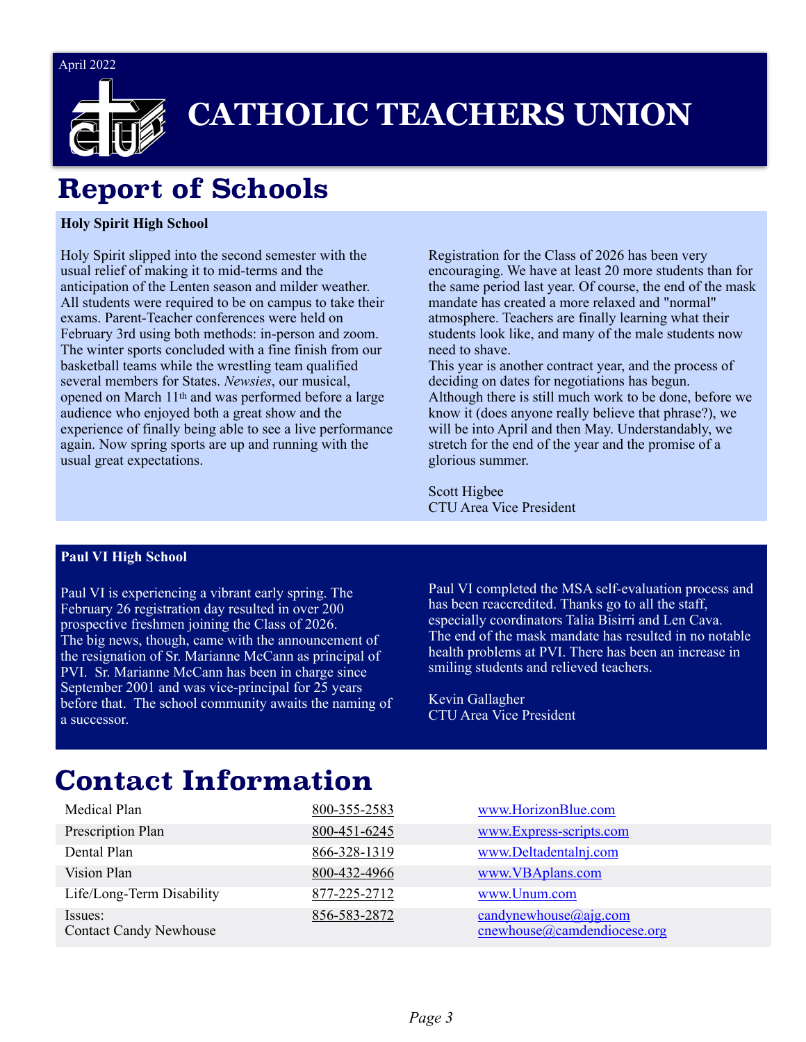April 2022

# CATHOLIC TEACHERS UNION

# Report of Schools

### Holy Spirit High School

Holy Spirit slipped into the second semester with the usual relief of making it to mid-terms and the anticipation of the Lenten season and milder weather. All students were required to be on campus to take their exams. Parent-Teacher conferences were held on February 3rd using both methods: in-person and zoom. The winter sports concluded with a fine finish from our basketball teams while the wrestling team qualified several members for States. *Newsies*, our musical, opened on March 11th and was performed before a large audience who enjoyed both a great show and the experience of finally being able to see a live performance again. Now spring sports are up and running with the usual great expectations.

Registration for the Class of 2026 has been very encouraging. We have at least 20 more students than for the same period last year. Of course, the end of the mask mandate has created a more relaxed and "normal" atmosphere. Teachers are finally learning what their students look like, and many of the male students now need to shave.
This year is another contract year, and the process of deciding on dates for negotiations has begun. Although there is still much work to be done, before we know it (does anyone really believe that phrase?), we will be into April and then May. Understandably, we stretch for the end of the year and the promise of a glorious summer.

Scott Higbee
CTU Area Vice President

### Paul VI High School

Paul VI is experiencing a vibrant early spring. The February 26 registration day resulted in over 200 prospective freshmen joining the Class of 2026.
The big news, though, came with the announcement of the resignation of Sr. Marianne McCann as principal of PVI. Sr. Marianne McCann has been in charge since September 2001 and was vice-principal for 25 years before that. The school community awaits the naming of a successor.

Paul VI completed the MSA self-evaluation process and has been reaccredited. Thanks go to all the staff, especially coordinators Talia Bisirri and Len Cava.
The end of the mask mandate has resulted in no notable health problems at PVI. There has been an increase in smiling students and relieved teachers.

Kevin Gallagher
CTU Area Vice President

# Contact Information

| | | |
|---|---|---|
| Medical Plan | 800-355-2583 | www.HorizonBlue.com |
| Prescription Plan | 800-451-6245 | www.Express-scripts.com |
| Dental Plan | 866-328-1319 | www.Deltadentalnj.com |
| Vision Plan | 800-432-4966 | www.VBAplans.com |
| Life/Long-Term Disability | 877-225-2712 | www.Unum.com |
| Issues: Contact Candy Newhouse | 856-583-2872 | candynewhouse@ajg.com cnewhouse@camdendiocese.org |